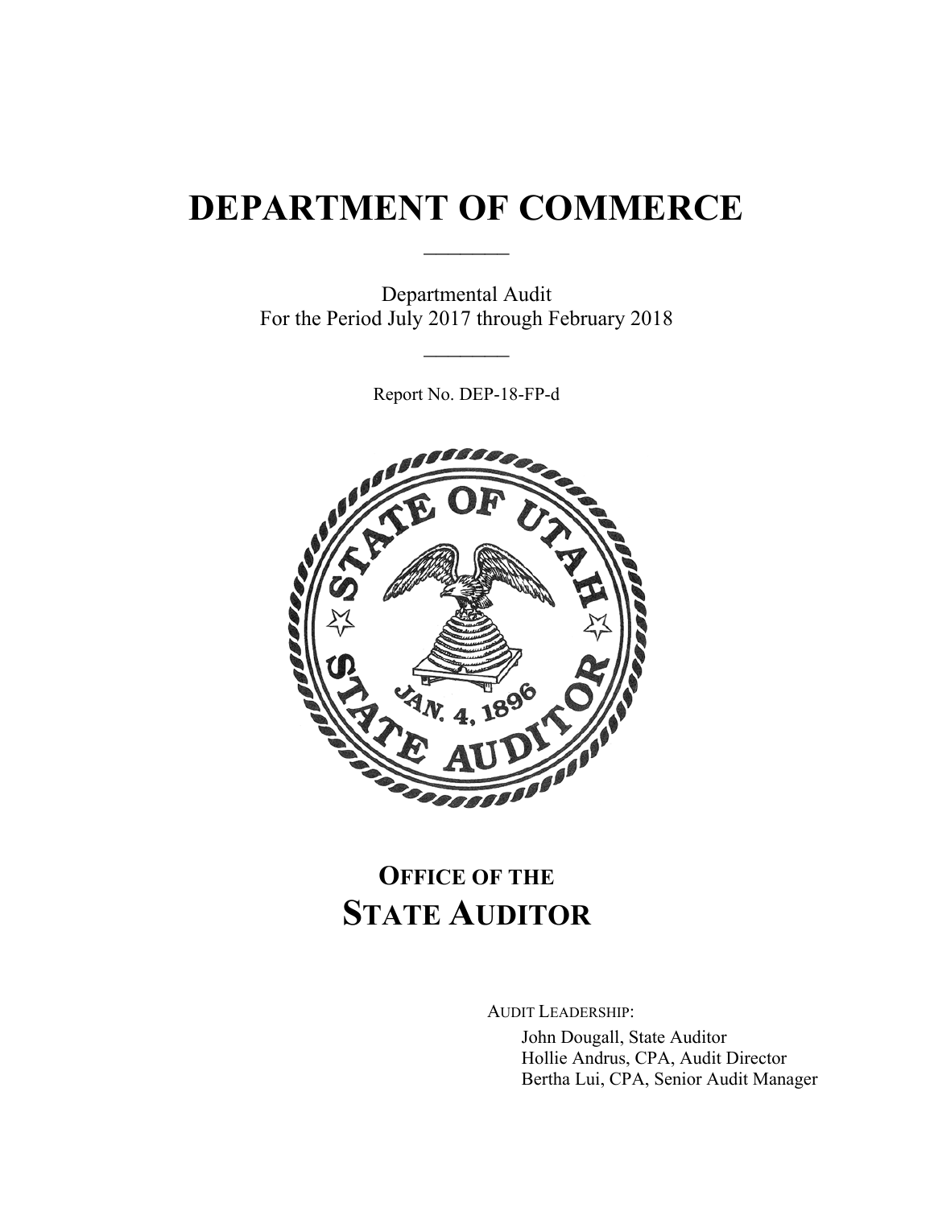# DEPARTMENT OF COMMERCE

Departmental Audit
For the Period July 2017 through February 2018

Report No. DEP-18-FP-d

## OFFICE OF THE STATE AUDITOR

AUDIT LEADERSHIP:

John Dougall, State Auditor
Hollie Andrus, CPA, Audit Director
Bertha Lui, CPA, Senior Audit Manager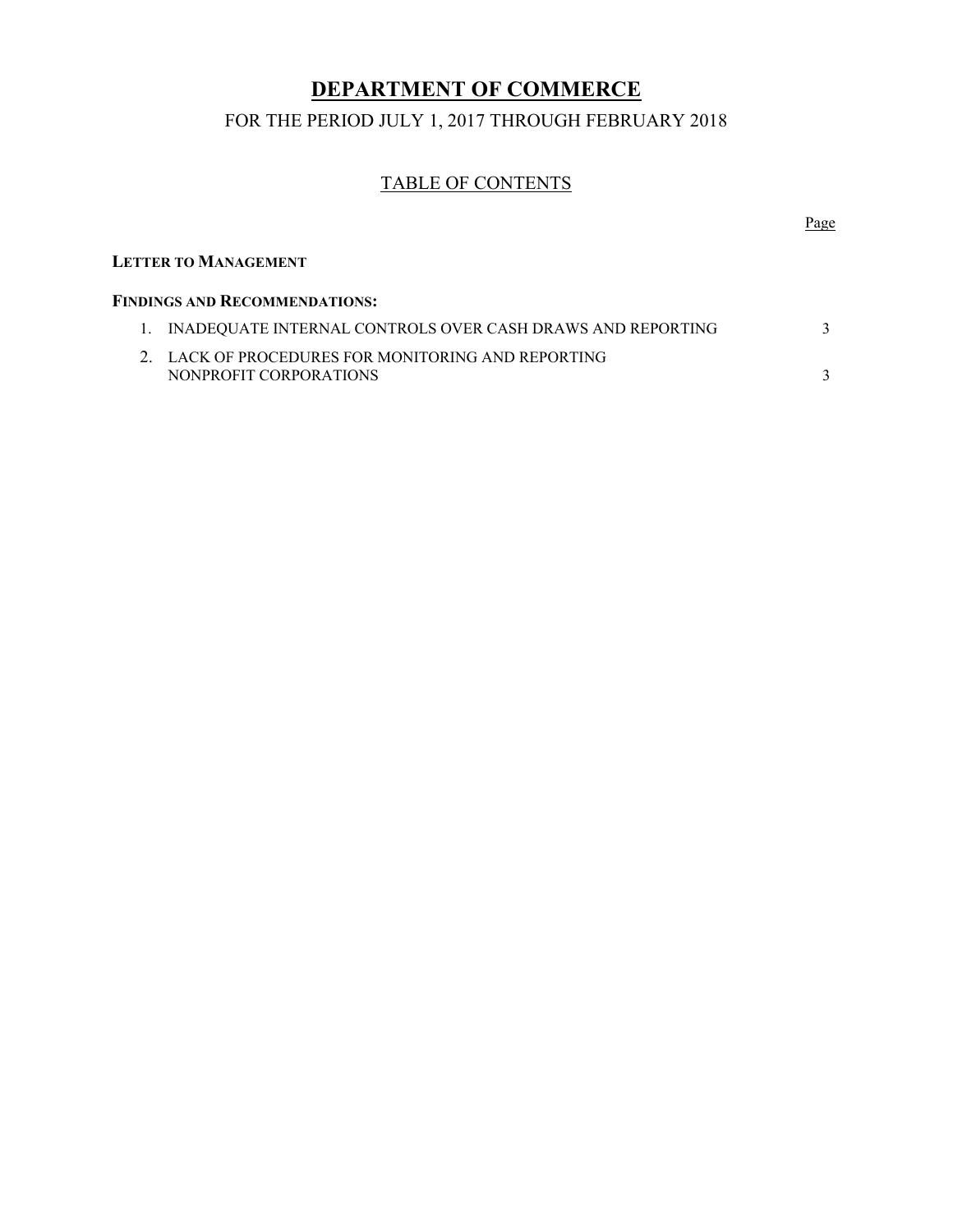# DEPARTMENT OF COMMERCE

## FOR THE PERIOD JULY 1, 2017 THROUGH FEBRUARY 2018

### TABLE OF CONTENTS

| | Page |
|---|---|
| **LETTER TO MANAGEMENT** | |
| **FINDINGS AND RECOMMENDATIONS:** | |
| 1. INADEQUATE INTERNAL CONTROLS OVER CASH DRAWS AND REPORTING | 3 |
| 2. LACK OF PROCEDURES FOR MONITORING AND REPORTING NONPROFIT CORPORATIONS | 3 |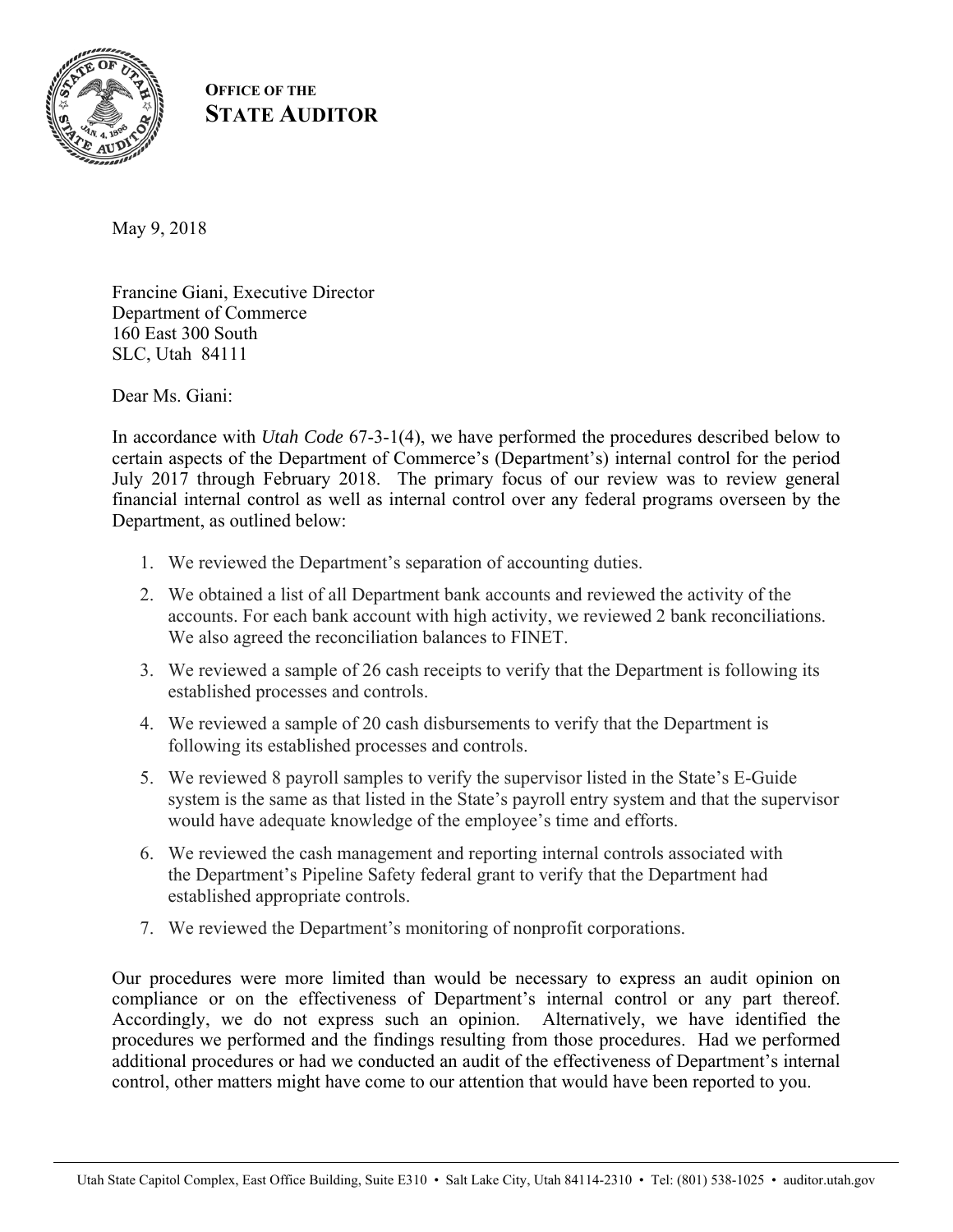**OFFICE OF THE**
**STATE AUDITOR**

May 9, 2018

Francine Giani, Executive Director
Department of Commerce
160 East 300 South
SLC, Utah 84111

Dear Ms. Giani:

In accordance with *Utah Code* 67-3-1(4), we have performed the procedures described below to certain aspects of the Department of Commerce's (Department's) internal control for the period July 2017 through February 2018. The primary focus of our review was to review general financial internal control as well as internal control over any federal programs overseen by the Department, as outlined below:

1. We reviewed the Department's separation of accounting duties.
2. We obtained a list of all Department bank accounts and reviewed the activity of the accounts. For each bank account with high activity, we reviewed 2 bank reconciliations. We also agreed the reconciliation balances to FINET.
3. We reviewed a sample of 26 cash receipts to verify that the Department is following its established processes and controls.
4. We reviewed a sample of 20 cash disbursements to verify that the Department is following its established processes and controls.
5. We reviewed 8 payroll samples to verify the supervisor listed in the State's E-Guide system is the same as that listed in the State's payroll entry system and that the supervisor would have adequate knowledge of the employee's time and efforts.
6. We reviewed the cash management and reporting internal controls associated with the Department's Pipeline Safety federal grant to verify that the Department had established appropriate controls.
7. We reviewed the Department's monitoring of nonprofit corporations.

Our procedures were more limited than would be necessary to express an audit opinion on compliance or on the effectiveness of Department's internal control or any part thereof. Accordingly, we do not express such an opinion. Alternatively, we have identified the procedures we performed and the findings resulting from those procedures. Had we performed additional procedures or had we conducted an audit of the effectiveness of Department's internal control, other matters might have come to our attention that would have been reported to you.

Utah State Capitol Complex, East Office Building, Suite E310 • Salt Lake City, Utah 84114-2310 • Tel: (801) 538-1025 • auditor.utah.gov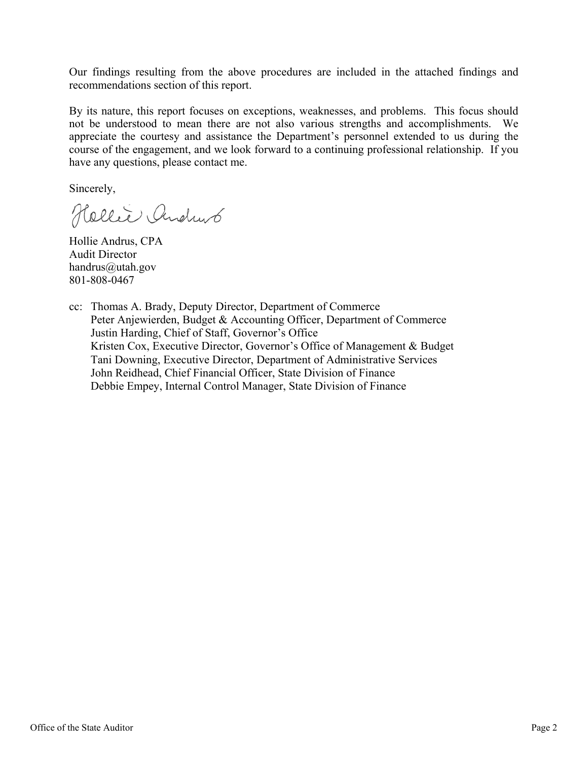Our findings resulting from the above procedures are included in the attached findings and recommendations section of this report.

By its nature, this report focuses on exceptions, weaknesses, and problems. This focus should not be understood to mean there are not also various strengths and accomplishments. We appreciate the courtesy and assistance the Department's personnel extended to us during the course of the engagement, and we look forward to a continuing professional relationship. If you have any questions, please contact me.

Sincerely,

Hollie Andrus, CPA
Audit Director
handrus@utah.gov
801-808-0467

cc: Thomas A. Brady, Deputy Director, Department of Commerce
Peter Anjewierden, Budget & Accounting Officer, Department of Commerce
Justin Harding, Chief of Staff, Governor's Office
Kristen Cox, Executive Director, Governor's Office of Management & Budget
Tani Downing, Executive Director, Department of Administrative Services
John Reidhead, Chief Financial Officer, State Division of Finance
Debbie Empey, Internal Control Manager, State Division of Finance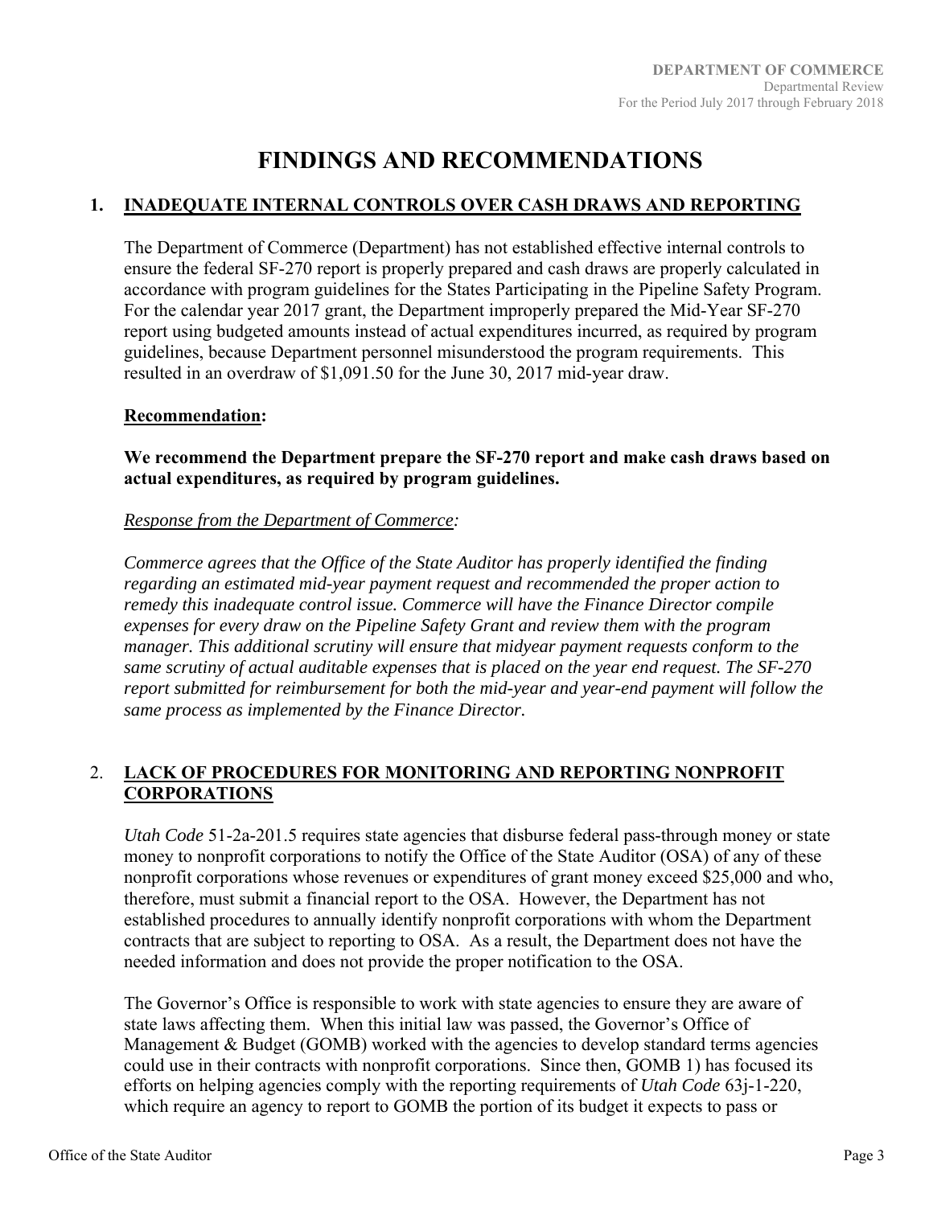# FINDINGS AND RECOMMENDATIONS

## 1. INADEQUATE INTERNAL CONTROLS OVER CASH DRAWS AND REPORTING

The Department of Commerce (Department) has not established effective internal controls to ensure the federal SF-270 report is properly prepared and cash draws are properly calculated in accordance with program guidelines for the States Participating in the Pipeline Safety Program. For the calendar year 2017 grant, the Department improperly prepared the Mid-Year SF-270 report using budgeted amounts instead of actual expenditures incurred, as required by program guidelines, because Department personnel misunderstood the program requirements. This resulted in an overdraw of $1,091.50 for the June 30, 2017 mid-year draw.

**Recommendation:**

**We recommend the Department prepare the SF-270 report and make cash draws based on actual expenditures, as required by program guidelines.**

*Response from the Department of Commerce:*

*Commerce agrees that the Office of the State Auditor has properly identified the finding regarding an estimated mid-year payment request and recommended the proper action to remedy this inadequate control issue. Commerce will have the Finance Director compile expenses for every draw on the Pipeline Safety Grant and review them with the program manager. This additional scrutiny will ensure that midyear payment requests conform to the same scrutiny of actual auditable expenses that is placed on the year end request. The SF-270 report submitted for reimbursement for both the mid-year and year-end payment will follow the same process as implemented by the Finance Director.*

## 2. LACK OF PROCEDURES FOR MONITORING AND REPORTING NONPROFIT CORPORATIONS

*Utah Code* 51-2a-201.5 requires state agencies that disburse federal pass-through money or state money to nonprofit corporations to notify the Office of the State Auditor (OSA) of any of these nonprofit corporations whose revenues or expenditures of grant money exceed $25,000 and who, therefore, must submit a financial report to the OSA. However, the Department has not established procedures to annually identify nonprofit corporations with whom the Department contracts that are subject to reporting to OSA. As a result, the Department does not have the needed information and does not provide the proper notification to the OSA.

The Governor's Office is responsible to work with state agencies to ensure they are aware of state laws affecting them. When this initial law was passed, the Governor's Office of Management & Budget (GOMB) worked with the agencies to develop standard terms agencies could use in their contracts with nonprofit corporations. Since then, GOMB 1) has focused its efforts on helping agencies comply with the reporting requirements of *Utah Code* 63j-1-220, which require an agency to report to GOMB the portion of its budget it expects to pass or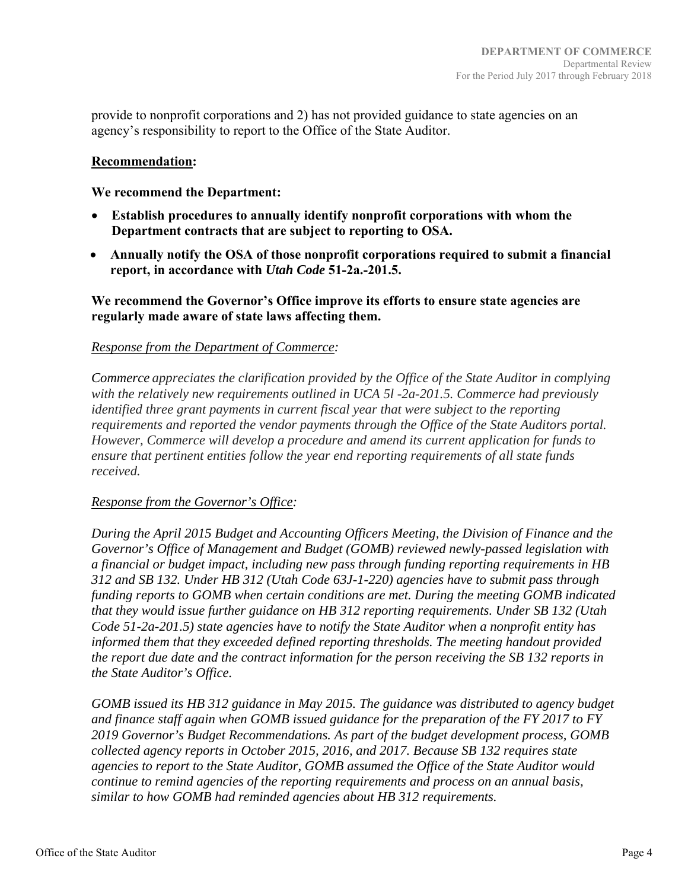provide to nonprofit corporations and 2) has not provided guidance to state agencies on an agency's responsibility to report to the Office of the State Auditor.

**<u>Recommendation</u>:**

**We recommend the Department:**

- **Establish procedures to annually identify nonprofit corporations with whom the Department contracts that are subject to reporting to OSA.**
- **Annually notify the OSA of those nonprofit corporations required to submit a financial report, in accordance with *Utah Code* 51-2a.-201.5.**

**We recommend the Governor's Office improve its efforts to ensure state agencies are regularly made aware of state laws affecting them.**

*<u>Response from the Department of Commerce</u>:*

*Commerce appreciates the clarification provided by the Office of the State Auditor in complying with the relatively new requirements outlined in UCA 5l -2a-201.5. Commerce had previously identified three grant payments in current fiscal year that were subject to the reporting requirements and reported the vendor payments through the Office of the State Auditors portal. However, Commerce will develop a procedure and amend its current application for funds to ensure that pertinent entities follow the year end reporting requirements of all state funds received.*

*<u>Response from the Governor's Office</u>:*

*During the April 2015 Budget and Accounting Officers Meeting, the Division of Finance and the Governor's Office of Management and Budget (GOMB) reviewed newly-passed legislation with a financial or budget impact, including new pass through funding reporting requirements in HB 312 and SB 132. Under HB 312 (Utah Code 63J-1-220) agencies have to submit pass through funding reports to GOMB when certain conditions are met. During the meeting GOMB indicated that they would issue further guidance on HB 312 reporting requirements. Under SB 132 (Utah Code 51-2a-201.5) state agencies have to notify the State Auditor when a nonprofit entity has informed them that they exceeded defined reporting thresholds. The meeting handout provided the report due date and the contract information for the person receiving the SB 132 reports in the State Auditor's Office.*

*GOMB issued its HB 312 guidance in May 2015. The guidance was distributed to agency budget and finance staff again when GOMB issued guidance for the preparation of the FY 2017 to FY 2019 Governor's Budget Recommendations. As part of the budget development process, GOMB collected agency reports in October 2015, 2016, and 2017. Because SB 132 requires state agencies to report to the State Auditor, GOMB assumed the Office of the State Auditor would continue to remind agencies of the reporting requirements and process on an annual basis, similar to how GOMB had reminded agencies about HB 312 requirements.*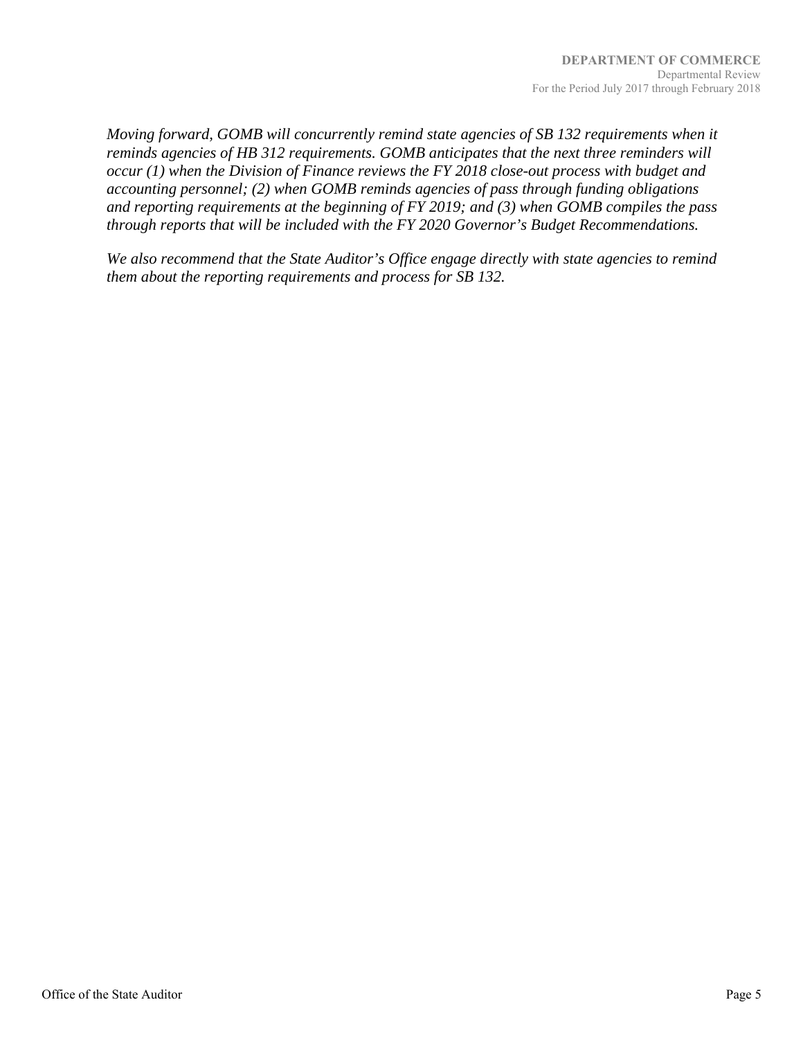*Moving forward, GOMB will concurrently remind state agencies of SB 132 requirements when it reminds agencies of HB 312 requirements. GOMB anticipates that the next three reminders will occur (1) when the Division of Finance reviews the FY 2018 close-out process with budget and accounting personnel; (2) when GOMB reminds agencies of pass through funding obligations and reporting requirements at the beginning of FY 2019; and (3) when GOMB compiles the pass through reports that will be included with the FY 2020 Governor's Budget Recommendations.*

*We also recommend that the State Auditor's Office engage directly with state agencies to remind them about the reporting requirements and process for SB 132.*